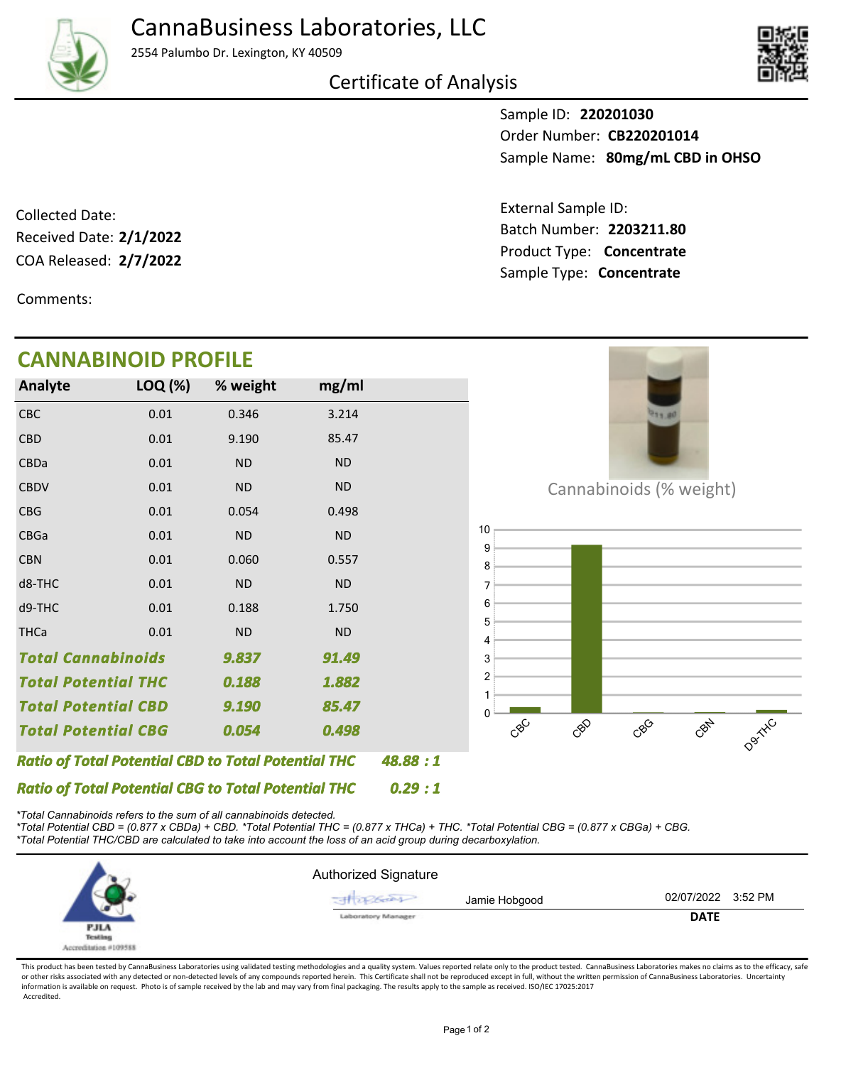# CannaBusiness Laboratories, LLC

2554 Palumbo Dr. Lexington, KY 40509

## Certificate of Analysis

Sample ID: **220201030**
Order Number: **CB220201014**
Sample Name: **80mg/mL CBD in OHSO**

Collected Date:
Received Date: **2/1/2022**
COA Released: **2/7/2022**

External Sample ID:
Batch Number: **2203211.80**
Product Type: **Concentrate**
Sample Type: **Concentrate**

Comments:

## CANNABINOID PROFILE

| Analyte | LOQ (%) | % weight | mg/ml |
|---|---|---|---|
| CBC | 0.01 | 0.346 | 3.214 |
| CBD | 0.01 | 9.190 | 85.47 |
| CBDa | 0.01 | ND | ND |
| CBDV | 0.01 | ND | ND |
| CBG | 0.01 | 0.054 | 0.498 |
| CBGa | 0.01 | ND | ND |
| CBN | 0.01 | 0.060 | 0.557 |
| d8-THC | 0.01 | ND | ND |
| d9-THC | 0.01 | 0.188 | 1.750 |
| THCa | 0.01 | ND | ND |
| ***Total Cannabinoids*** | | ***9.837*** | ***91.49*** |
| ***Total Potential THC*** | | ***0.188*** | ***1.882*** |
| ***Total Potential CBD*** | | ***9.190*** | ***85.47*** |
| ***Total Potential CBG*** | | ***0.054*** | ***0.498*** |

***Ratio of Total Potential CBD to Total Potential THC 48.88 : 1***

***Ratio of Total Potential CBG to Total Potential THC 0.29 : 1***

Cannabinoids (% weight)

*\*Total Cannabinoids refers to the sum of all cannabinoids detected.*
*\*Total Potential CBD = (0.877 x CBDa) + CBD. \*Total Potential THC = (0.877 x THCa) + THC. \*Total Potential CBG = (0.877 x CBGa) + CBG.*
*\*Total Potential THC/CBD are calculated to take into account the loss of an acid group during decarboxylation.*

PJLA Testing Accreditation #109588

Authorized Signature

Laboratory Manager — Jamie Hobgood — 02/07/2022 3:52 PM

**DATE**

This product has been tested by CannaBusiness Laboratories using validated testing methodologies and a quality system. Values reported relate only to the product tested. CannaBusiness Laboratories makes no claims as to the efficacy, safe or other risks associated with any detected or non-detected levels of any compounds reported herein. This Certificate shall not be reproduced except in full, without the written permission of CannaBusiness Laboratories. Uncertainty information is available on request. Photo is of sample received by the lab and may vary from final packaging. The results apply to the sample as received. ISO/IEC 17025:2017 Accredited.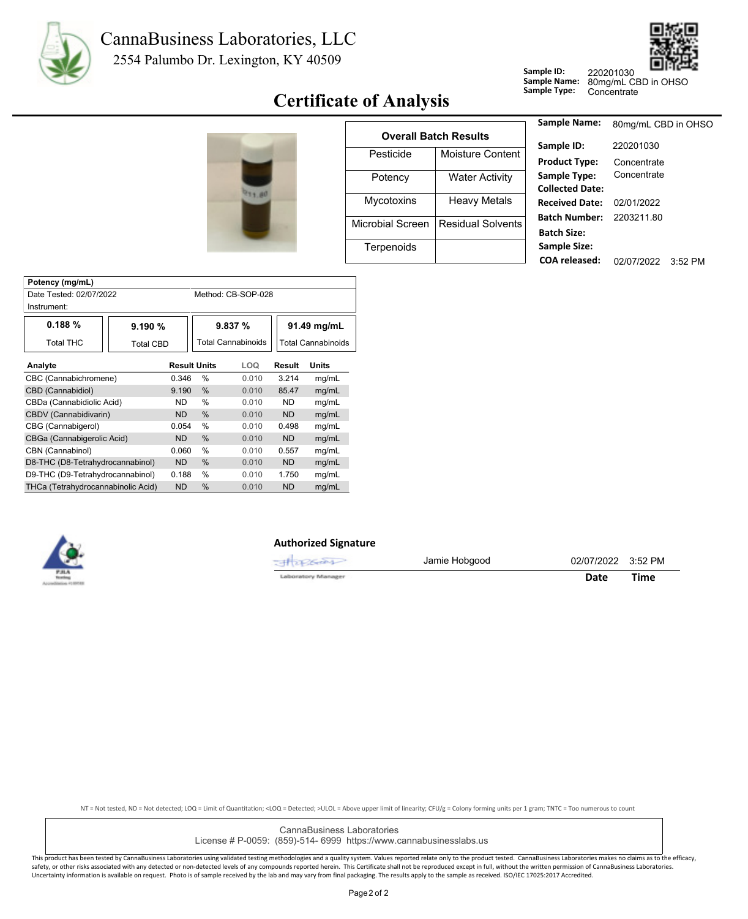# CannaBusiness Laboratories, LLC

2554 Palumbo Dr. Lexington, KY 40509

**Sample ID:** 220201030
**Sample Name:** 80mg/mL CBD in OHSO
**Sample Type:** Concentrate

## Certificate of Analysis

| Overall Batch Results | |
|---|---|
| Pesticide | Moisture Content |
| Potency | Water Activity |
| Mycotoxins | Heavy Metals |
| Microbial Screen | Residual Solvents |
| Terpenoids | |

| | |
|---|---|
| **Sample Name:** | 80mg/mL CBD in OHSO |
| **Sample ID:** | 220201030 |
| **Product Type:** | Concentrate |
| **Sample Type:** | Concentrate |
| **Collected Date:** | |
| **Received Date:** | 02/01/2022 |
| **Batch Number:** | 2203211.80 |
| **Batch Size:** | |
| **Sample Size:** | |
| **COA released:** | 02/07/2022 3:52 PM |

### Potency (mg/mL)

Date Tested: 02/07/2022    Method: CB-SOP-028
Instrument:

| 0.188 % | 9.190 % | 9.837 % | 91.49 mg/mL |
|---|---|---|---|
| Total THC | Total CBD | Total Cannabinoids | Total Cannabinoids |

| Analyte | Result | Units | LOQ | Result | Units |
|---|---|---|---|---|---|
| CBC (Cannabichromene) | 0.346 | % | 0.010 | 3.214 | mg/mL |
| CBD (Cannabidiol) | 9.190 | % | 0.010 | 85.47 | mg/mL |
| CBDa (Cannabidiolic Acid) | ND | % | 0.010 | ND | mg/mL |
| CBDV (Cannabidivarin) | ND | % | 0.010 | ND | mg/mL |
| CBG (Cannabigerol) | 0.054 | % | 0.010 | 0.498 | mg/mL |
| CBGa (Cannabigerolic Acid) | ND | % | 0.010 | ND | mg/mL |
| CBN (Cannabinol) | 0.060 | % | 0.010 | 0.557 | mg/mL |
| D8-THC (D8-Tetrahydrocannabinol) | ND | % | 0.010 | ND | mg/mL |
| D9-THC (D9-Tetrahydrocannabinol) | 0.188 | % | 0.010 | 1.750 | mg/mL |
| THCa (Tetrahydrocannabinolic Acid) | ND | % | 0.010 | ND | mg/mL |

**Authorized Signature**

Jamie Hobgood — Laboratory Manager    02/07/2022 3:52 PM

**Date** **Time**

NT = Not tested, ND = Not detected; LOQ = Limit of Quantitation; <LOQ = Detected; >ULOL = Above upper limit of linearity; CFU/g = Colony forming units per 1 gram; TNTC = Too numerous to count

CannaBusiness Laboratories
License # P-0059: (859)-514- 6999 https://www.cannabusinesslabs.us

This product has been tested by CannaBusiness Laboratories using validated testing methodologies and a quality system. Values reported relate only to the product tested. CannaBusiness Laboratories makes no claims as to the efficacy, safety, or other risks associated with any detected or non-detected levels of any compounds reported herein. This Certificate shall not be reproduced except in full, without the written permission of CannaBusiness Laboratories. Uncertainty information is available on request. Photo is of sample received by the lab and may vary from final packaging. The results apply to the sample as received. ISO/IEC 17025:2017 Accredited.